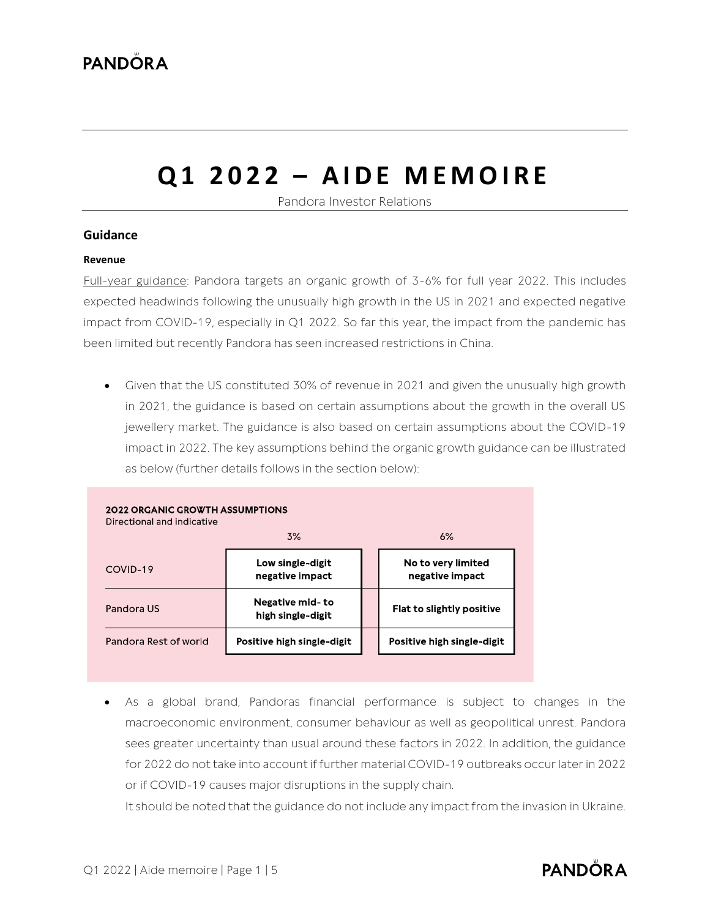# Q1 2022 – AIDE MEMOIRE

Pandora Investor Relations

## Guidance

### Revenue

Full-year guidance: Pandora targets an organic growth of 3-6% for full year 2022. This includes expected headwinds following the unusually high growth in the US in 2021 and expected negative impact from COVID-19, especially in Q1 2022. So far this year, the impact from the pandemic has been limited but recently Pandora has seen increased restrictions in China.

- Given that the US constituted 30% of revenue in 2021 and given the unusually high growth in 2021, the guidance is based on certain assumptions about the growth in the overall US jewellery market. The guidance is also based on certain assumptions about the COVID-19 impact in 2022. The key assumptions behind the organic growth guidance can be illustrated as below (further details follows in the section below):

**2022 ORGANIC GROWTH ASSUMPTIONS**
Directional and indicative

| | 3% | 6% |
|---|---|---|
| COVID-19 | Low single-digit negative impact | No to very limited negative impact |
| Pandora US | Negative mid- to high single-digit | Flat to slightly positive |
| Pandora Rest of world | Positive high single-digit | Positive high single-digit |

- As a global brand, Pandoras financial performance is subject to changes in the macroeconomic environment, consumer behaviour as well as geopolitical unrest. Pandora sees greater uncertainty than usual around these factors in 2022. In addition, the guidance for 2022 do not take into account if further material COVID-19 outbreaks occur later in 2022 or if COVID-19 causes major disruptions in the supply chain.
  It should be noted that the guidance do not include any impact from the invasion in Ukraine.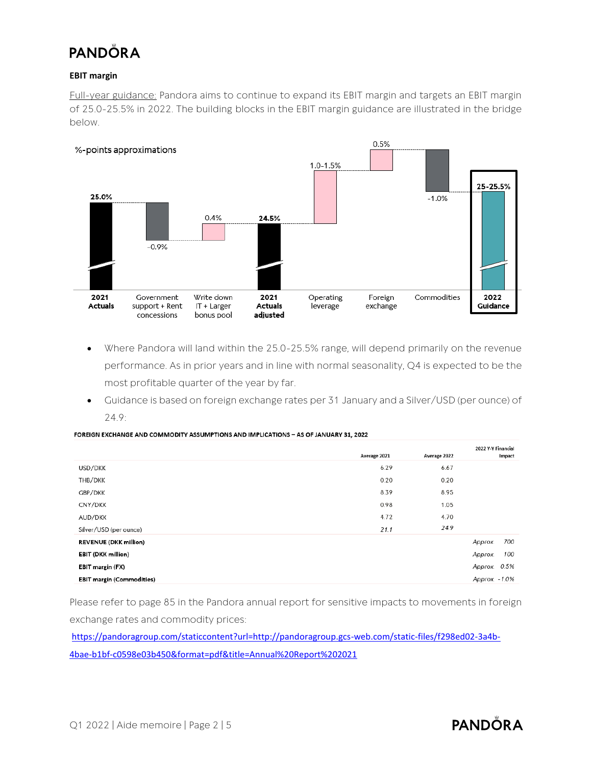**EBIT margin**

Full-year guidance: Pandora aims to continue to expand its EBIT margin and targets an EBIT margin of 25.0-25.5% in 2022. The building blocks in the EBIT margin guidance are illustrated in the bridge below.

%-points approximations

| 2021 Actuals | Government support + Rent concessions | Write down IT + Larger bonus pool | 2021 Actuals adjusted | Operating leverage | Foreign exchange | Commodities | 2022 Guidance |
|---|---|---|---|---|---|---|---|
| 25.0% | -0.9% | 0.4% | 24.5% | 1.0-1.5% | 0.5% | -1.0% | 25-25.5% |

- Where Pandora will land within the 25.0-25.5% range, will depend primarily on the revenue performance. As in prior years and in line with normal seasonality, Q4 is expected to be the most profitable quarter of the year by far.
- Guidance is based on foreign exchange rates per 31 January and a Silver/USD (per ounce) of 24.9:

**FOREIGN EXCHANGE AND COMMODITY ASSUMPTIONS AND IMPLICATIONS – AS OF JANUARY 31, 2022**

| | Average 2021 | Average 2022 | 2022 Y-Y Financial Impact |
|---|---|---|---|
| USD/DKK | 6.29 | 6.67 | |
| THB/DKK | 0.20 | 0.20 | |
| GBP/DKK | 8.39 | 8.95 | |
| CNY/DKK | 0.98 | 1.05 | |
| AUD/DKK | 4.72 | 4.70 | |
| Silver/USD (per ounce) | *21.1* | *24.9* | |
| **REVENUE (DKK million)** | | | *Approx. 700* |
| **EBIT (DKK million)** | | | *Approx. 100* |
| **EBIT margin (FX)** | | | *Approx. 0.5%* |
| **EBIT margin (Commodities)** | | | *Approx. -1.0%* |

Please refer to page 85 in the Pandora annual report for sensitive impacts to movements in foreign exchange rates and commodity prices:

https://pandoragroup.com/staticcontent?url=http://pandoragroup.gcs-web.com/static-files/f298ed02-3a4b-4bae-b1bf-c0598e03b450&format=pdf&title=Annual%20Report%202021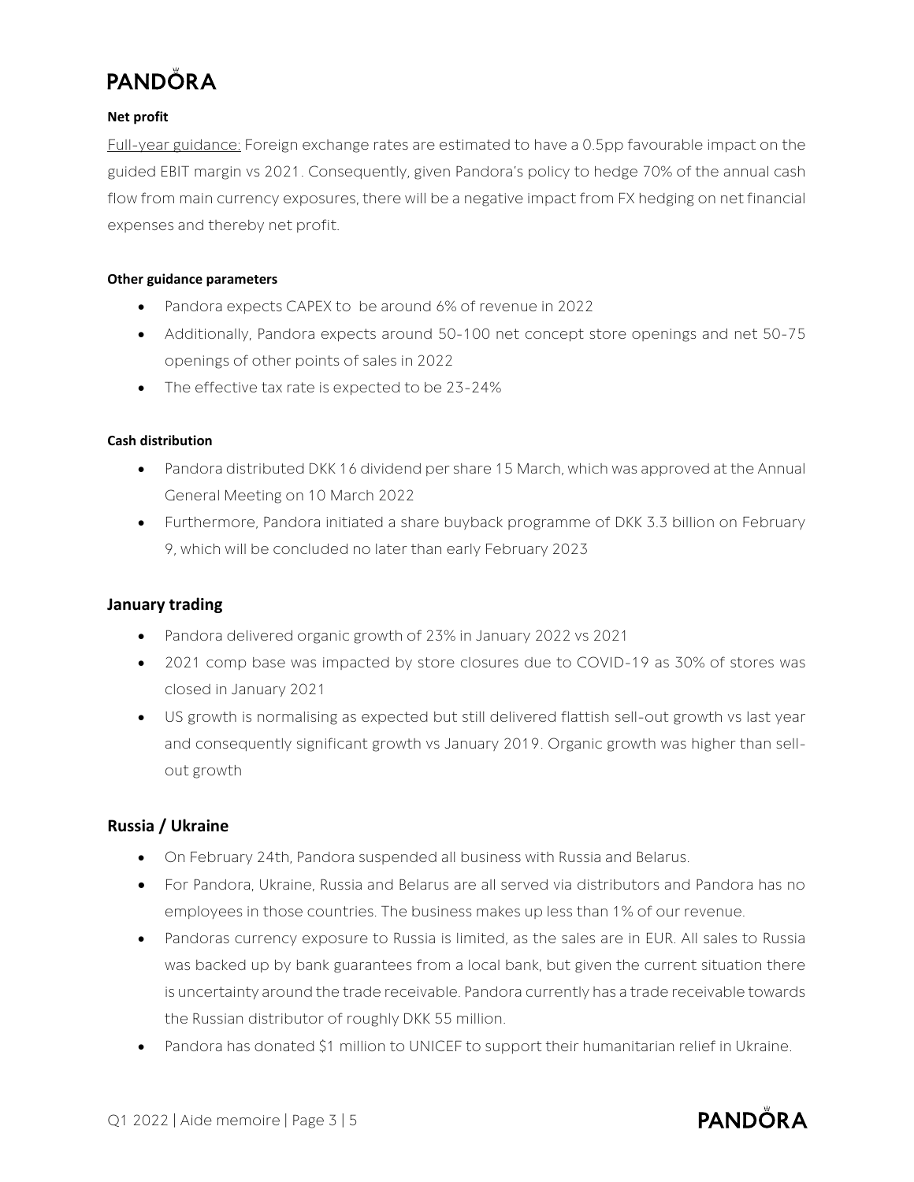#### Net profit

Full-year guidance: Foreign exchange rates are estimated to have a 0.5pp favourable impact on the guided EBIT margin vs 2021. Consequently, given Pandora's policy to hedge 70% of the annual cash flow from main currency exposures, there will be a negative impact from FX hedging on net financial expenses and thereby net profit.

#### Other guidance parameters

- Pandora expects CAPEX to be around 6% of revenue in 2022
- Additionally, Pandora expects around 50-100 net concept store openings and net 50-75 openings of other points of sales in 2022
- The effective tax rate is expected to be 23-24%

#### Cash distribution

- Pandora distributed DKK 16 dividend per share 15 March, which was approved at the Annual General Meeting on 10 March 2022
- Furthermore, Pandora initiated a share buyback programme of DKK 3.3 billion on February 9, which will be concluded no later than early February 2023

### January trading

- Pandora delivered organic growth of 23% in January 2022 vs 2021
- 2021 comp base was impacted by store closures due to COVID-19 as 30% of stores was closed in January 2021
- US growth is normalising as expected but still delivered flattish sell-out growth vs last year and consequently significant growth vs January 2019. Organic growth was higher than sell-out growth

### Russia / Ukraine

- On February 24th, Pandora suspended all business with Russia and Belarus.
- For Pandora, Ukraine, Russia and Belarus are all served via distributors and Pandora has no employees in those countries. The business makes up less than 1% of our revenue.
- Pandoras currency exposure to Russia is limited, as the sales are in EUR. All sales to Russia was backed up by bank guarantees from a local bank, but given the current situation there is uncertainty around the trade receivable. Pandora currently has a trade receivable towards the Russian distributor of roughly DKK 55 million.
- Pandora has donated $1 million to UNICEF to support their humanitarian relief in Ukraine.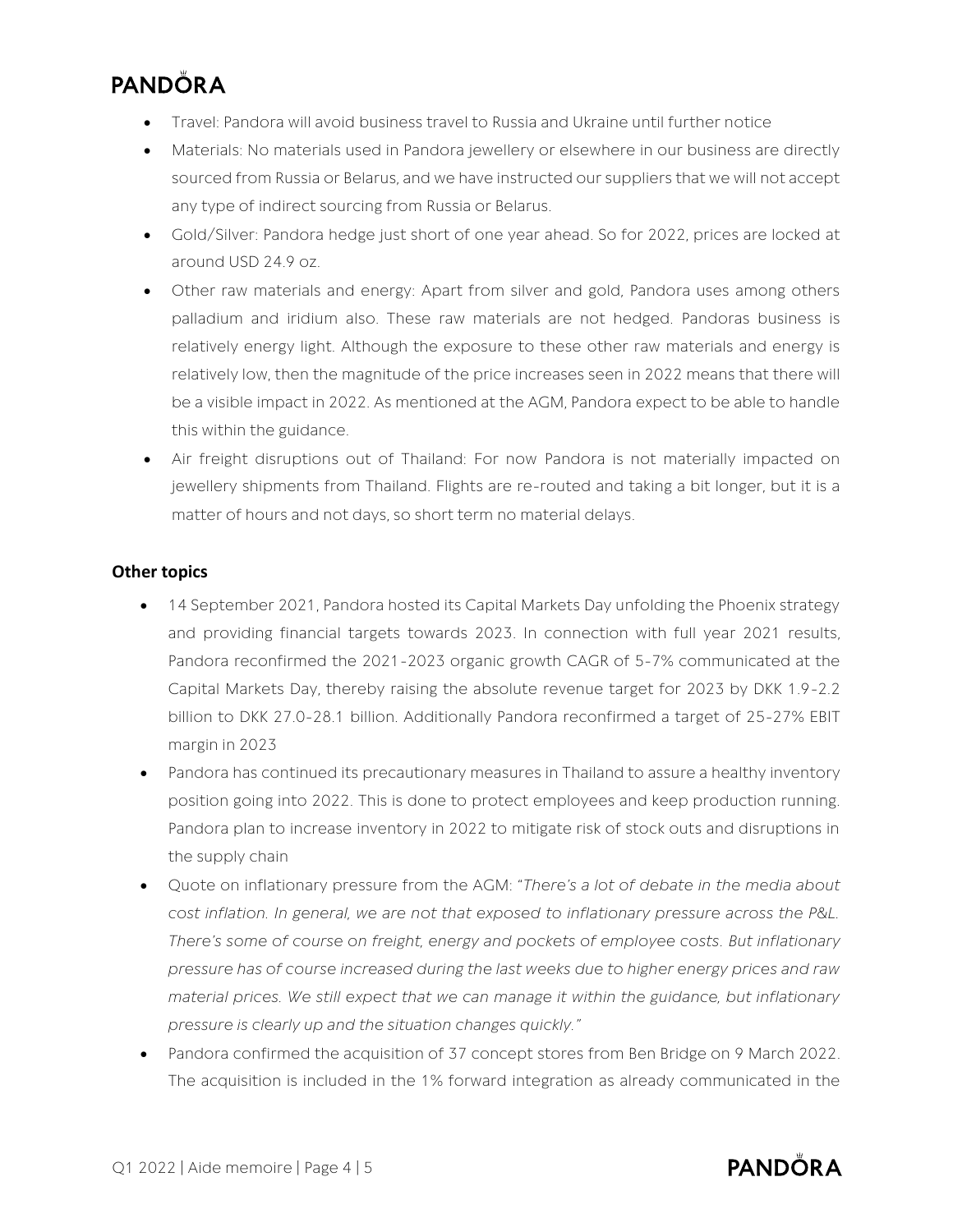- Travel: Pandora will avoid business travel to Russia and Ukraine until further notice
- Materials: No materials used in Pandora jewellery or elsewhere in our business are directly sourced from Russia or Belarus, and we have instructed our suppliers that we will not accept any type of indirect sourcing from Russia or Belarus.
- Gold/Silver: Pandora hedge just short of one year ahead. So for 2022, prices are locked at around USD 24.9 oz.
- Other raw materials and energy: Apart from silver and gold, Pandora uses among others palladium and iridium also. These raw materials are not hedged. Pandoras business is relatively energy light. Although the exposure to these other raw materials and energy is relatively low, then the magnitude of the price increases seen in 2022 means that there will be a visible impact in 2022. As mentioned at the AGM, Pandora expect to be able to handle this within the guidance.
- Air freight disruptions out of Thailand: For now Pandora is not materially impacted on jewellery shipments from Thailand. Flights are re-routed and taking a bit longer, but it is a matter of hours and not days, so short term no material delays.

**Other topics**

- 14 September 2021, Pandora hosted its Capital Markets Day unfolding the Phoenix strategy and providing financial targets towards 2023. In connection with full year 2021 results, Pandora reconfirmed the 2021-2023 organic growth CAGR of 5-7% communicated at the Capital Markets Day, thereby raising the absolute revenue target for 2023 by DKK 1.9-2.2 billion to DKK 27.0-28.1 billion. Additionally Pandora reconfirmed a target of 25-27% EBIT margin in 2023
- Pandora has continued its precautionary measures in Thailand to assure a healthy inventory position going into 2022. This is done to protect employees and keep production running. Pandora plan to increase inventory in 2022 to mitigate risk of stock outs and disruptions in the supply chain
- Quote on inflationary pressure from the AGM: "*There's a lot of debate in the media about cost inflation. In general, we are not that exposed to inflationary pressure across the P&L. There's some of course on freight, energy and pockets of employee costs. But inflationary pressure has of course increased during the last weeks due to higher energy prices and raw material prices. We still expect that we can manage it within the guidance, but inflationary pressure is clearly up and the situation changes quickly.*"
- Pandora confirmed the acquisition of 37 concept stores from Ben Bridge on 9 March 2022. The acquisition is included in the 1% forward integration as already communicated in the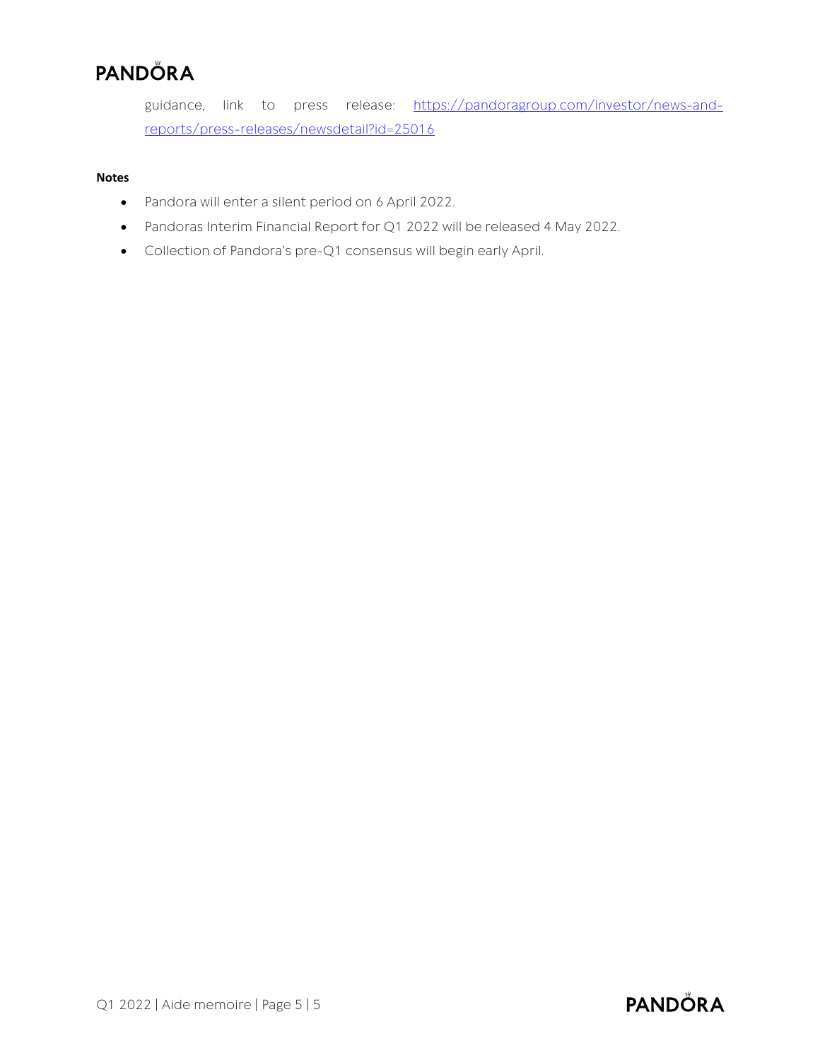guidance, link to press release: [https://pandoragroup.com/investor/news-and-reports/press-releases/newsdetail?id=25016](https://pandoragroup.com/investor/news-and-reports/press-releases/newsdetail?id=25016)

**Notes**

- Pandora will enter a silent period on 6 April 2022.
- Pandoras Interim Financial Report for Q1 2022 will be released 4 May 2022.
- Collection of Pandora's pre-Q1 consensus will begin early April.